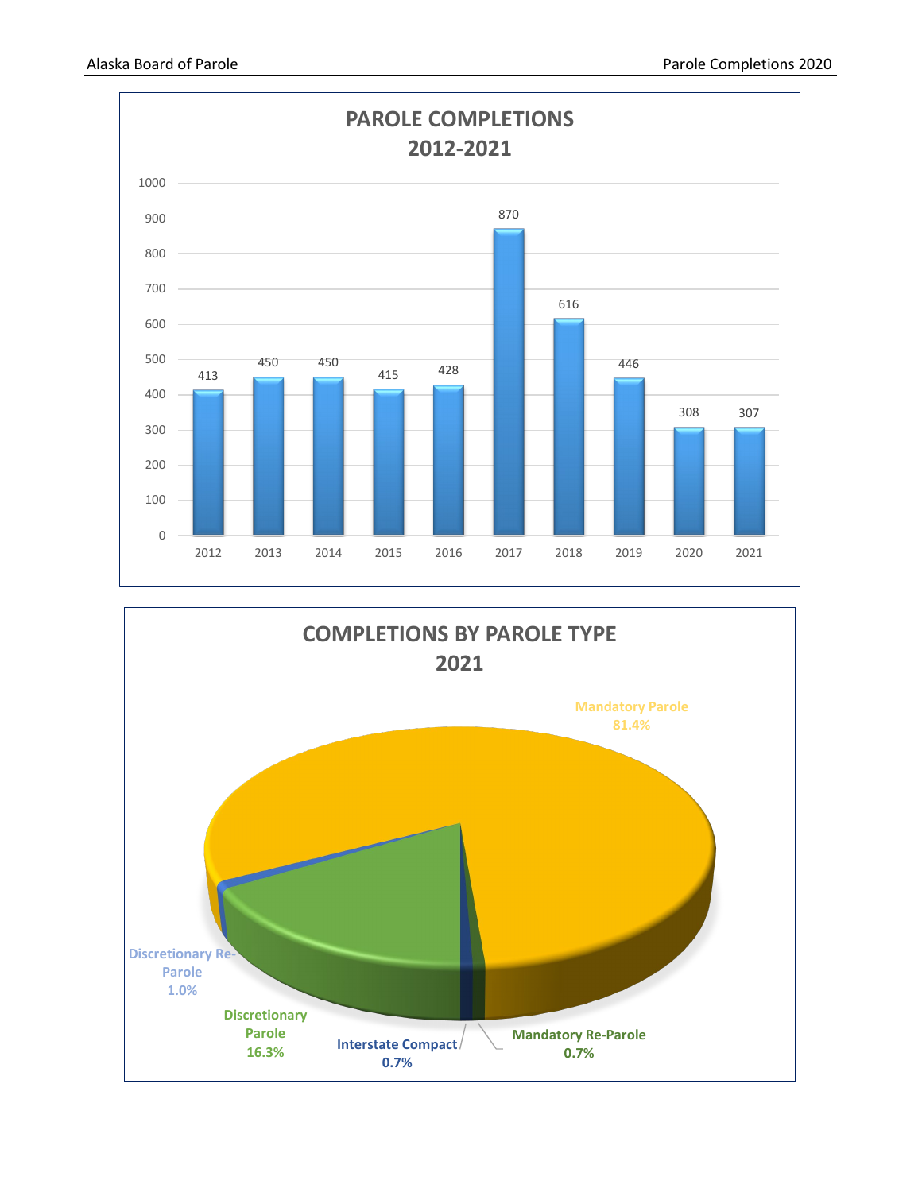## PAROLE COMPLETIONS 2012-2021

| Year | Completions |
|---|---|
| 2012 | 413 |
| 2013 | 450 |
| 2014 | 450 |
| 2015 | 415 |
| 2016 | 428 |
| 2017 | 870 |
| 2018 | 616 |
| 2019 | 446 |
| 2020 | 308 |
| 2021 | 307 |

## COMPLETIONS BY PAROLE TYPE 2021

| Parole Type | Percent |
|---|---|
| Mandatory Parole | 81.4% |
| Discretionary Parole | 16.3% |
| Discretionary Re-Parole | 1.0% |
| Interstate Compact | 0.7% |
| Mandatory Re-Parole | 0.7% |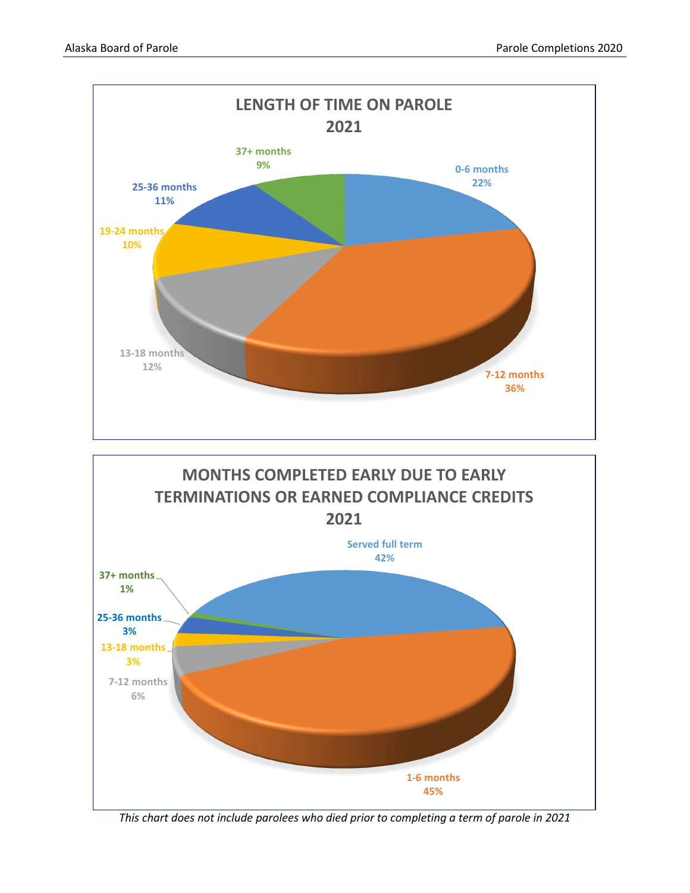## LENGTH OF TIME ON PAROLE 2021

| Length of time | Percentage |
| --- | --- |
| 0-6 months | 22% |
| 7-12 months | 36% |
| 13-18 months | 12% |
| 19-24 months | 10% |
| 25-36 months | 11% |
| 37+ months | 9% |

## MONTHS COMPLETED EARLY DUE TO EARLY TERMINATIONS OR EARNED COMPLIANCE CREDITS 2021

| Months completed early | Percentage |
| --- | --- |
| Served full term | 42% |
| 1-6 months | 45% |
| 7-12 months | 6% |
| 13-18 months | 3% |
| 25-36 months | 3% |
| 37+ months | 1% |

*This chart does not include parolees who died prior to completing a term of parole in 2021*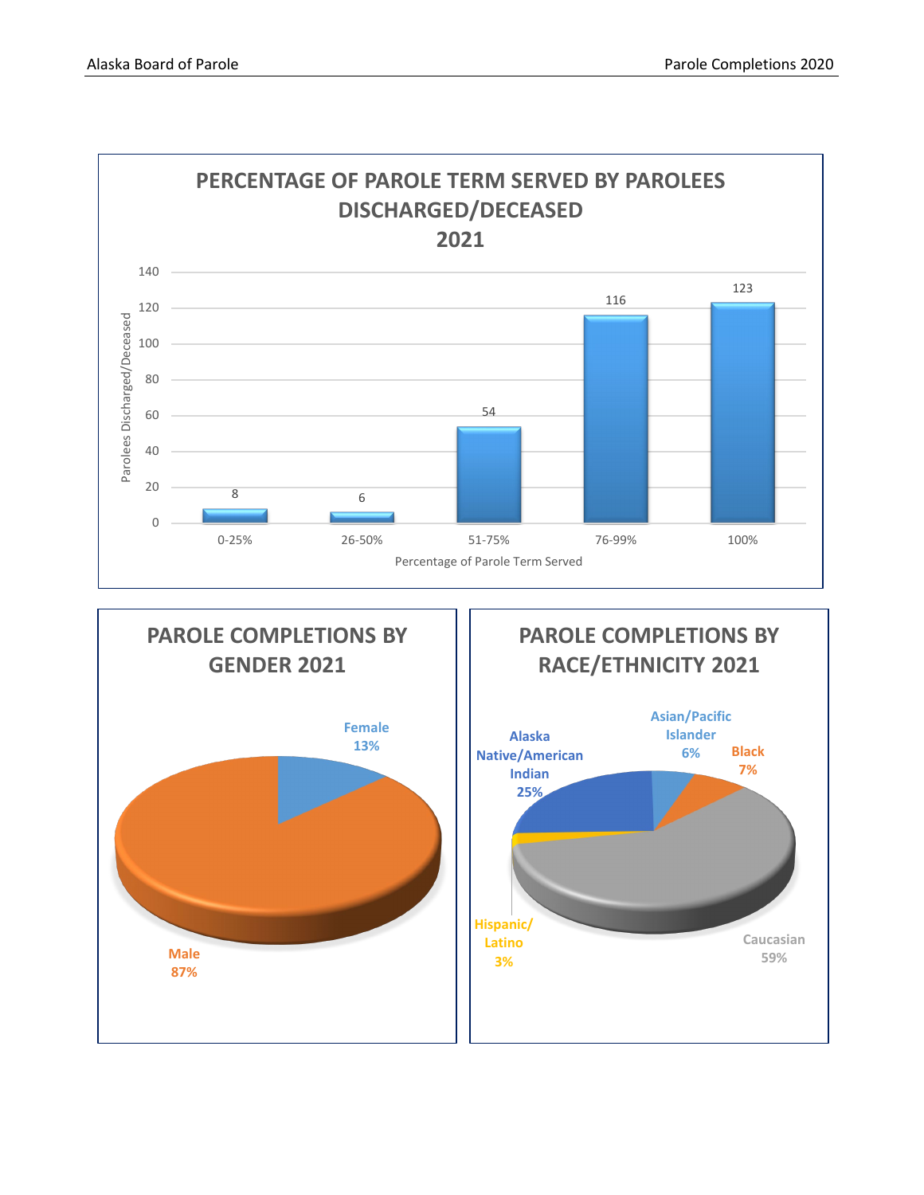## PERCENTAGE OF PAROLE TERM SERVED BY PAROLEES DISCHARGED/DECEASED 2021

| Percentage of Parole Term Served | Parolees Discharged/Deceased |
|---|---|
| 0-25% | 8 |
| 26-50% | 6 |
| 51-75% | 54 |
| 76-99% | 116 |
| 100% | 123 |

## PAROLE COMPLETIONS BY GENDER 2021

| Gender | Percentage |
|---|---|
| Female | 13% |
| Male | 87% |

## PAROLE COMPLETIONS BY RACE/ETHNICITY 2021

| Race/Ethnicity | Percentage |
|---|---|
| Alaska Native/American Indian | 25% |
| Asian/Pacific Islander | 6% |
| Black | 7% |
| Caucasian | 59% |
| Hispanic/Latino | 3% |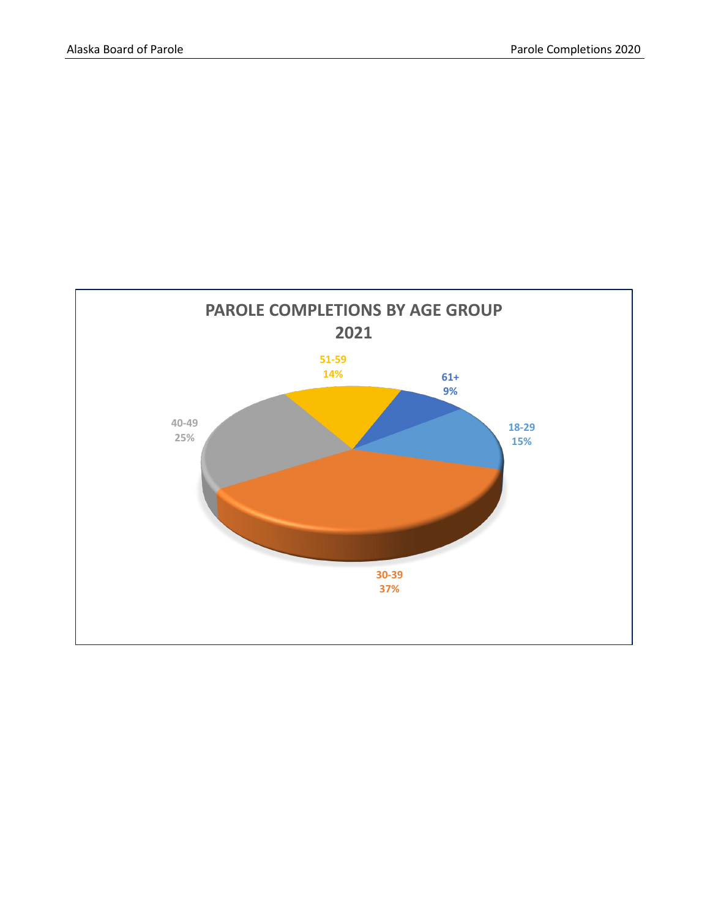PAROLE COMPLETIONS BY AGE GROUP
2021

51-59
14%

61+
9%

18-29
15%

40-49
25%

30-39
37%